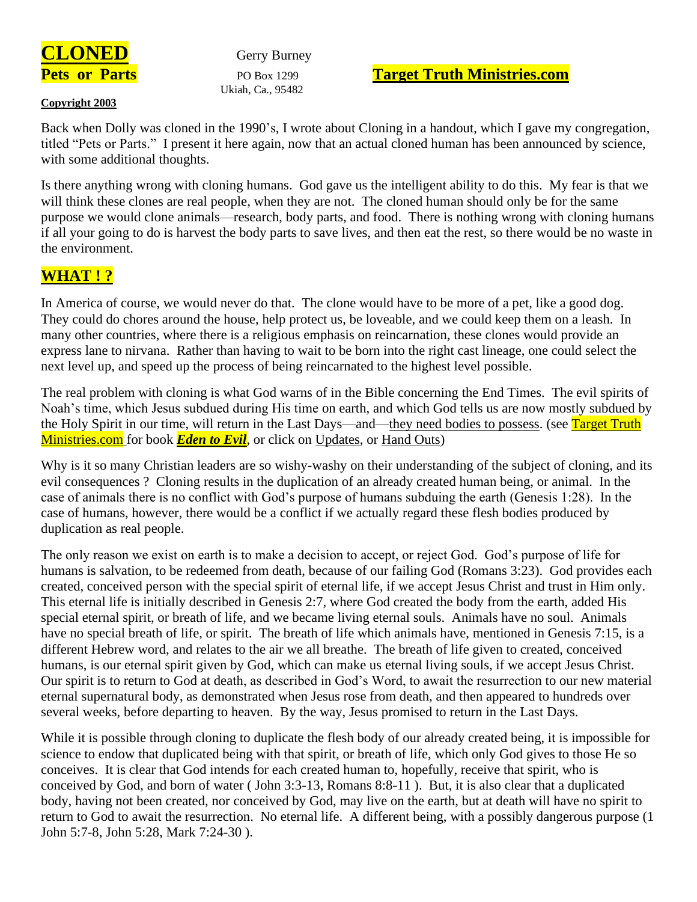# CLONED

## Pets or Parts

Gerry Burney
PO Box 1299
Ukiah, Ca., 95482

**Target Truth Ministries.com**

**Copyright 2003**

Back when Dolly was cloned in the 1990's, I wrote about Cloning in a handout, which I gave my congregation, titled "Pets or Parts." I present it here again, now that an actual cloned human has been announced by science, with some additional thoughts.

Is there anything wrong with cloning humans. God gave us the intelligent ability to do this. My fear is that we will think these clones are real people, when they are not. The cloned human should only be for the same purpose we would clone animals—research, body parts, and food. There is nothing wrong with cloning humans if all your going to do is harvest the body parts to save lives, and then eat the rest, so there would be no waste in the environment.

## WHAT ! ?

In America of course, we would never do that. The clone would have to be more of a pet, like a good dog. They could do chores around the house, help protect us, be loveable, and we could keep them on a leash. In many other countries, where there is a religious emphasis on reincarnation, these clones would provide an express lane to nirvana. Rather than having to wait to be born into the right cast lineage, one could select the next level up, and speed up the process of being reincarnated to the highest level possible.

The real problem with cloning is what God warns of in the Bible concerning the End Times. The evil spirits of Noah's time, which Jesus subdued during His time on earth, and which God tells us are now mostly subdued by the Holy Spirit in our time, will return in the Last Days—and—they need bodies to possess. (see Target Truth Ministries.com for book ***Eden to Evil***, or click on Updates, or Hand Outs)

Why is it so many Christian leaders are so wishy-washy on their understanding of the subject of cloning, and its evil consequences ? Cloning results in the duplication of an already created human being, or animal. In the case of animals there is no conflict with God's purpose of humans subduing the earth (Genesis 1:28). In the case of humans, however, there would be a conflict if we actually regard these flesh bodies produced by duplication as real people.

The only reason we exist on earth is to make a decision to accept, or reject God. God's purpose of life for humans is salvation, to be redeemed from death, because of our failing God (Romans 3:23). God provides each created, conceived person with the special spirit of eternal life, if we accept Jesus Christ and trust in Him only. This eternal life is initially described in Genesis 2:7, where God created the body from the earth, added His special eternal spirit, or breath of life, and we became living eternal souls. Animals have no soul. Animals have no special breath of life, or spirit. The breath of life which animals have, mentioned in Genesis 7:15, is a different Hebrew word, and relates to the air we all breathe. The breath of life given to created, conceived humans, is our eternal spirit given by God, which can make us eternal living souls, if we accept Jesus Christ. Our spirit is to return to God at death, as described in God's Word, to await the resurrection to our new material eternal supernatural body, as demonstrated when Jesus rose from death, and then appeared to hundreds over several weeks, before departing to heaven. By the way, Jesus promised to return in the Last Days.

While it is possible through cloning to duplicate the flesh body of our already created being, it is impossible for science to endow that duplicated being with that spirit, or breath of life, which only God gives to those He so conceives. It is clear that God intends for each created human to, hopefully, receive that spirit, who is conceived by God, and born of water ( John 3:3-13, Romans 8:8-11 ). But, it is also clear that a duplicated body, having not been created, nor conceived by God, may live on the earth, but at death will have no spirit to return to God to await the resurrection. No eternal life. A different being, with a possibly dangerous purpose (1 John 5:7-8, John 5:28, Mark 7:24-30 ).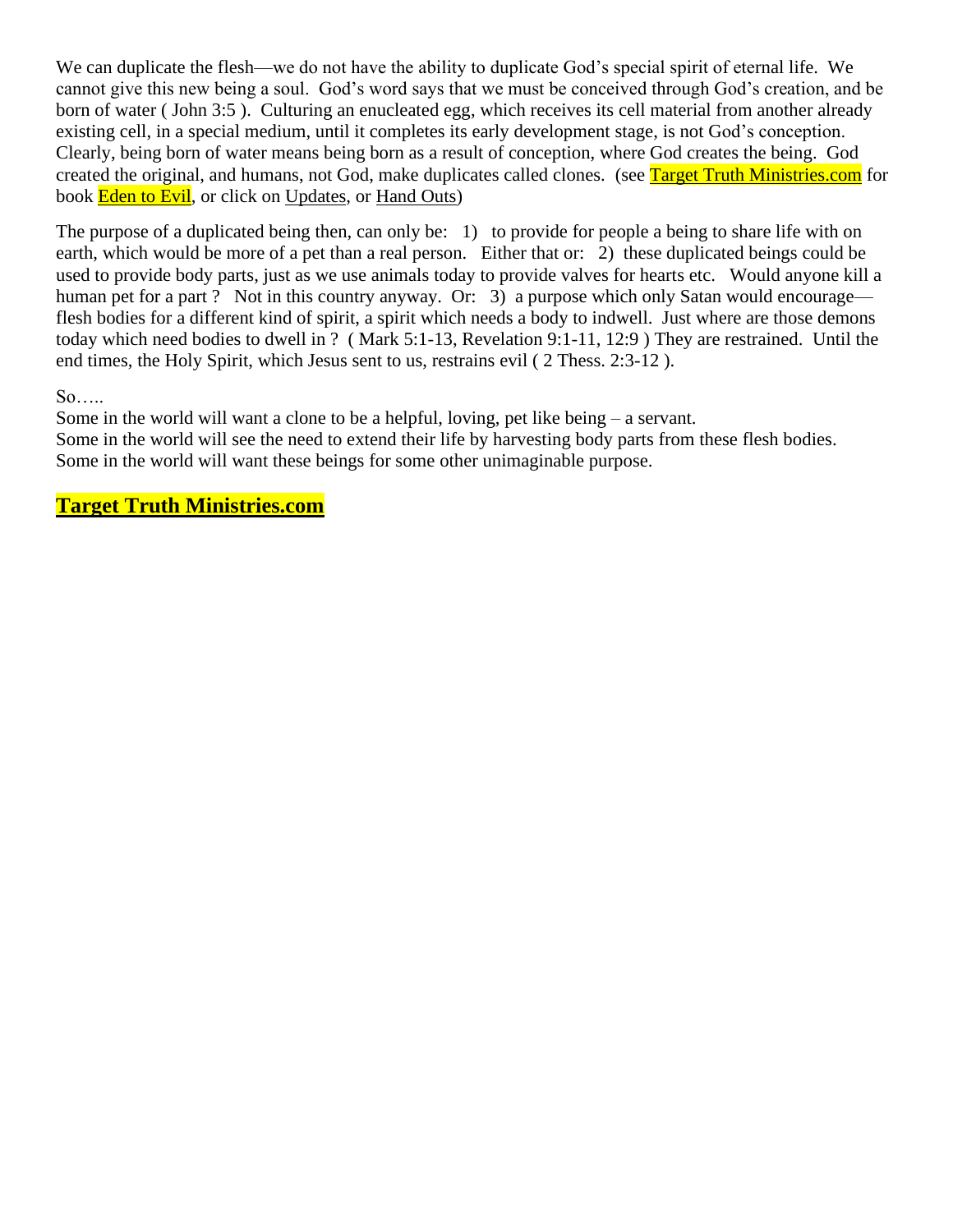We can duplicate the flesh—we do not have the ability to duplicate God's special spirit of eternal life. We cannot give this new being a soul. God's word says that we must be conceived through God's creation, and be born of water ( John 3:5 ). Culturing an enucleated egg, which receives its cell material from another already existing cell, in a special medium, until it completes its early development stage, is not God's conception. Clearly, being born of water means being born as a result of conception, where God creates the being. God created the original, and humans, not God, make duplicates called clones. (see Target Truth Ministries.com for book Eden to Evil, or click on Updates, or Hand Outs)

The purpose of a duplicated being then, can only be: 1) to provide for people a being to share life with on earth, which would be more of a pet than a real person. Either that or: 2) these duplicated beings could be used to provide body parts, just as we use animals today to provide valves for hearts etc. Would anyone kill a human pet for a part ? Not in this country anyway. Or: 3) a purpose which only Satan would encourage— flesh bodies for a different kind of spirit, a spirit which needs a body to indwell. Just where are those demons today which need bodies to dwell in ? ( Mark 5:1-13, Revelation 9:1-11, 12:9 ) They are restrained. Until the end times, the Holy Spirit, which Jesus sent to us, restrains evil ( 2 Thess. 2:3-12 ).

So…..
Some in the world will want a clone to be a helpful, loving, pet like being – a servant.
Some in the world will see the need to extend their life by harvesting body parts from these flesh bodies.
Some in the world will want these beings for some other unimaginable purpose.

**Target Truth Ministries.com**